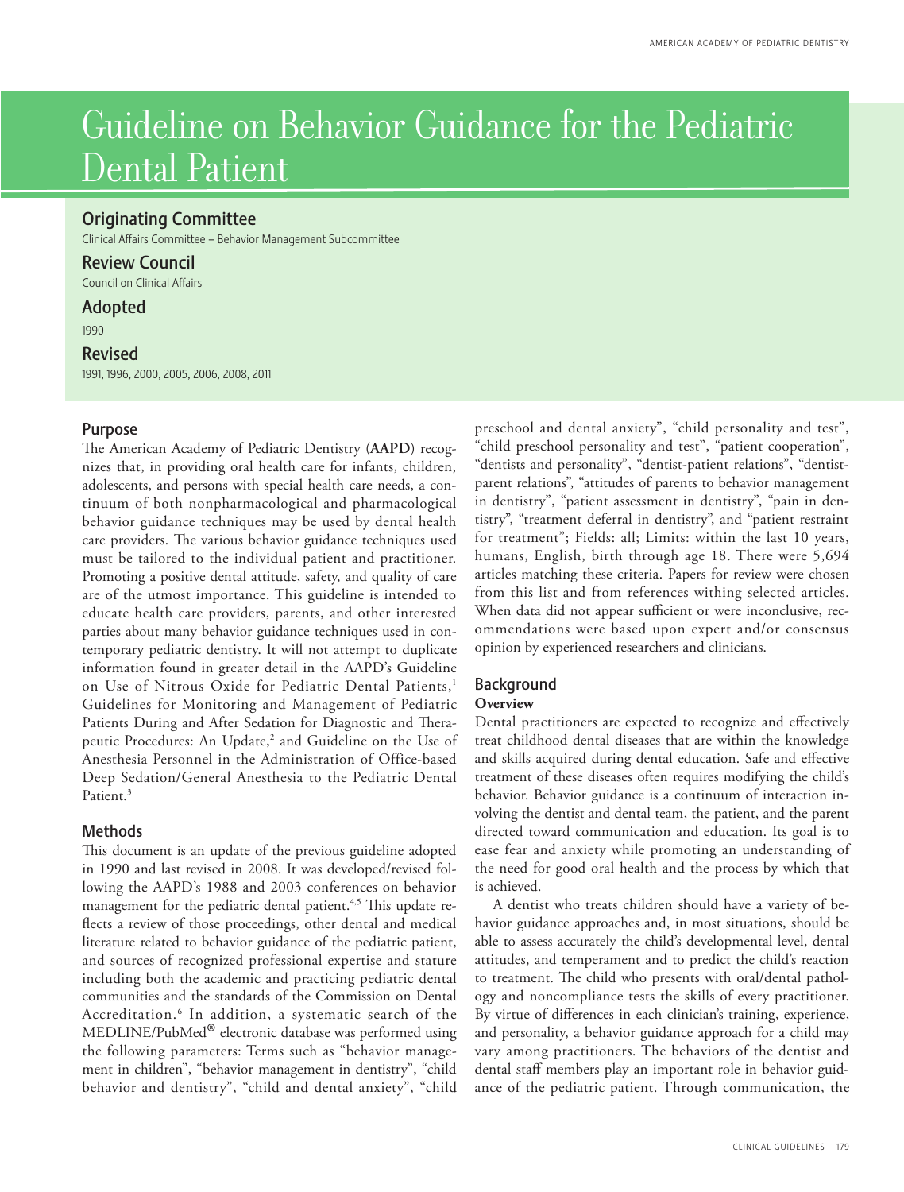# Guideline on Behavior Guidance for the Pediatric Dental Patient

## Originating Committee

Clinical Affairs Committee – Behavior Management Subcommittee

## Review Council

Council on Clinical Affairs

## Adopted

1990

## Revised

1991, 1996, 2000, 2005, 2006, 2008, 2011

## Purpose

The American Academy of Pediatric Dentistry (**AAPD**) recognizes that, in providing oral health care for infants, children, adolescents, and persons with special health care needs, a continuum of both nonpharmacological and pharmacological behavior guidance techniques may be used by dental health care providers. The various behavior guidance techniques used must be tailored to the individual patient and practitioner. Promoting a positive dental attitude, safety, and quality of care are of the utmost importance. This guideline is intended to educate health care providers, parents, and other interested parties about many behavior guidance techniques used in contemporary pediatric dentistry. It will not attempt to duplicate information found in greater detail in the AAPD's Guideline on Use of Nitrous Oxide for Pediatric Dental Patients,[1] Guidelines for Monitoring and Management of Pediatric Patients During and After Sedation for Diagnostic and Therapeutic Procedures: An Update,[2] and Guideline on the Use of Anesthesia Personnel in the Administration of Office-based Deep Sedation/General Anesthesia to the Pediatric Dental Patient.[3]

## Methods

This document is an update of the previous guideline adopted in 1990 and last revised in 2008. It was developed/revised following the AAPD's 1988 and 2003 conferences on behavior management for the pediatric dental patient.[4,5] This update reflects a review of those proceedings, other dental and medical literature related to behavior guidance of the pediatric patient, and sources of recognized professional expertise and stature including both the academic and practicing pediatric dental communities and the standards of the Commission on Dental Accreditation.[6] In addition, a systematic search of the MEDLINE/PubMed® electronic database was performed using the following parameters: Terms such as "behavior management in children", "behavior management in dentistry", "child behavior and dentistry", "child and dental anxiety", "child preschool and dental anxiety", "child personality and test", "child preschool personality and test", "patient cooperation", "dentists and personality", "dentist-patient relations", "dentist-parent relations", "attitudes of parents to behavior management in dentistry", "patient assessment in dentistry", "pain in dentistry", "treatment deferral in dentistry", and "patient restraint for treatment"; Fields: all; Limits: within the last 10 years, humans, English, birth through age 18. There were 5,694 articles matching these criteria. Papers for review were chosen from this list and from references withing selected articles. When data did not appear sufficient or were inconclusive, recommendations were based upon expert and/or consensus opinion by experienced researchers and clinicians.

## Background

### Overview

Dental practitioners are expected to recognize and effectively treat childhood dental diseases that are within the knowledge and skills acquired during dental education. Safe and effective treatment of these diseases often requires modifying the child's behavior. Behavior guidance is a continuum of interaction involving the dentist and dental team, the patient, and the parent directed toward communication and education. Its goal is to ease fear and anxiety while promoting an understanding of the need for good oral health and the process by which that is achieved.

A dentist who treats children should have a variety of behavior guidance approaches and, in most situations, should be able to assess accurately the child's developmental level, dental attitudes, and temperament and to predict the child's reaction to treatment. The child who presents with oral/dental pathology and noncompliance tests the skills of every practitioner. By virtue of differences in each clinician's training, experience, and personality, a behavior guidance approach for a child may vary among practitioners. The behaviors of the dentist and dental staff members play an important role in behavior guidance of the pediatric patient. Through communication, the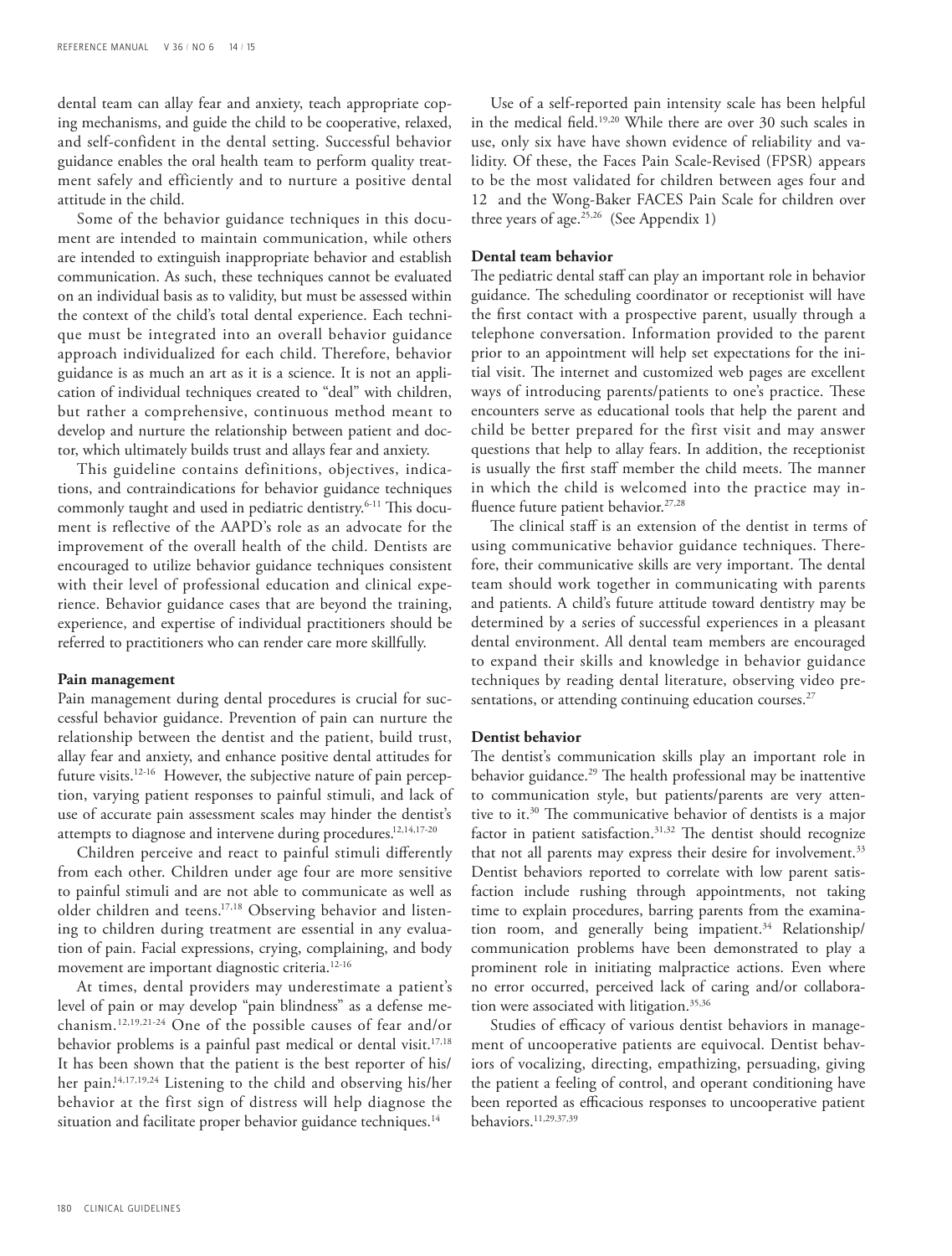dental team can allay fear and anxiety, teach appropriate coping mechanisms, and guide the child to be cooperative, relaxed, and self-confident in the dental setting. Successful behavior guidance enables the oral health team to perform quality treatment safely and efficiently and to nurture a positive dental attitude in the child.

Some of the behavior guidance techniques in this document are intended to maintain communication, while others are intended to extinguish inappropriate behavior and establish communication. As such, these techniques cannot be evaluated on an individual basis as to validity, but must be assessed within the context of the child's total dental experience. Each technique must be integrated into an overall behavior guidance approach individualized for each child. Therefore, behavior guidance is as much an art as it is a science. It is not an application of individual techniques created to "deal" with children, but rather a comprehensive, continuous method meant to develop and nurture the relationship between patient and doctor, which ultimately builds trust and allays fear and anxiety.

This guideline contains definitions, objectives, indications, and contraindications for behavior guidance techniques commonly taught and used in pediatric dentistry.[6-11] This document is reflective of the AAPD's role as an advocate for the improvement of the overall health of the child. Dentists are encouraged to utilize behavior guidance techniques consistent with their level of professional education and clinical experience. Behavior guidance cases that are beyond the training, experience, and expertise of individual practitioners should be referred to practitioners who can render care more skillfully.

**Pain management**

Pain management during dental procedures is crucial for successful behavior guidance. Prevention of pain can nurture the relationship between the dentist and the patient, build trust, allay fear and anxiety, and enhance positive dental attitudes for future visits.[12-16] However, the subjective nature of pain perception, varying patient responses to painful stimuli, and lack of use of accurate pain assessment scales may hinder the dentist's attempts to diagnose and intervene during procedures.[12,14,17-20]

Children perceive and react to painful stimuli differently from each other. Children under age four are more sensitive to painful stimuli and are not able to communicate as well as older children and teens.[17,18] Observing behavior and listening to children during treatment are essential in any evaluation of pain. Facial expressions, crying, complaining, and body movement are important diagnostic criteria.[12-16]

At times, dental providers may underestimate a patient's level of pain or may develop "pain blindness" as a defense mechanism.[12,19,21-24] One of the possible causes of fear and/or behavior problems is a painful past medical or dental visit.[17,18] It has been shown that the patient is the best reporter of his/her pain.[14,17,19,24] Listening to the child and observing his/her behavior at the first sign of distress will help diagnose the situation and facilitate proper behavior guidance techniques.[14]

Use of a self-reported pain intensity scale has been helpful in the medical field.[19,20] While there are over 30 such scales in use, only six have have shown evidence of reliability and validity. Of these, the Faces Pain Scale-Revised (FPSR) appears to be the most validated for children between ages four and 12 and the Wong-Baker FACES Pain Scale for children over three years of age.[25,26] (See Appendix 1)

**Dental team behavior**

The pediatric dental staff can play an important role in behavior guidance. The scheduling coordinator or receptionist will have the first contact with a prospective parent, usually through a telephone conversation. Information provided to the parent prior to an appointment will help set expectations for the initial visit. The internet and customized web pages are excellent ways of introducing parents/patients to one's practice. These encounters serve as educational tools that help the parent and child be better prepared for the first visit and may answer questions that help to allay fears. In addition, the receptionist is usually the first staff member the child meets. The manner in which the child is welcomed into the practice may influence future patient behavior.[27,28]

The clinical staff is an extension of the dentist in terms of using communicative behavior guidance techniques. Therefore, their communicative skills are very important. The dental team should work together in communicating with parents and patients. A child's future attitude toward dentistry may be determined by a series of successful experiences in a pleasant dental environment. All dental team members are encouraged to expand their skills and knowledge in behavior guidance techniques by reading dental literature, observing video presentations, or attending continuing education courses.[27]

**Dentist behavior**

The dentist's communication skills play an important role in behavior guidance.[29] The health professional may be inattentive to communication style, but patients/parents are very attentive to it.[30] The communicative behavior of dentists is a major factor in patient satisfaction.[31,32] The dentist should recognize that not all parents may express their desire for involvement.[33] Dentist behaviors reported to correlate with low parent satisfaction include rushing through appointments, not taking time to explain procedures, barring parents from the examination room, and generally being impatient.[34] Relationship/communication problems have been demonstrated to play a prominent role in initiating malpractice actions. Even where no error occurred, perceived lack of caring and/or collaboration were associated with litigation.[35,36]

Studies of efficacy of various dentist behaviors in management of uncooperative patients are equivocal. Dentist behaviors of vocalizing, directing, empathizing, persuading, giving the patient a feeling of control, and operant conditioning have been reported as efficacious responses to uncooperative patient behaviors.[11,29,37,39]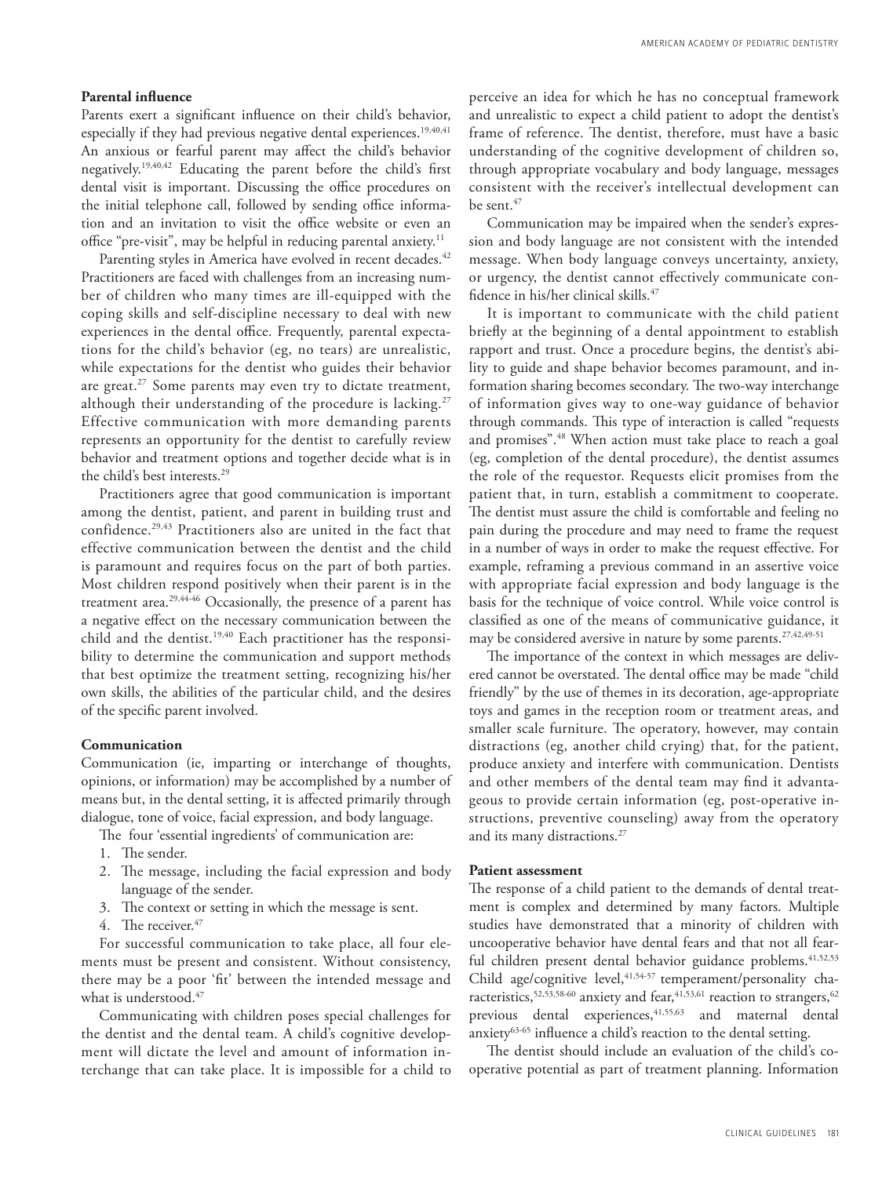**Parental influence**

Parents exert a significant influence on their child's behavior, especially if they had previous negative dental experiences.[19,40,41] An anxious or fearful parent may affect the child's behavior negatively.[19,40,42] Educating the parent before the child's first dental visit is important. Discussing the office procedures on the initial telephone call, followed by sending office information and an invitation to visit the office website or even an office "pre-visit", may be helpful in reducing parental anxiety.[11]

Parenting styles in America have evolved in recent decades.[42] Practitioners are faced with challenges from an increasing number of children who many times are ill-equipped with the coping skills and self-discipline necessary to deal with new experiences in the dental office. Frequently, parental expectations for the child's behavior (eg, no tears) are unrealistic, while expectations for the dentist who guides their behavior are great.[27] Some parents may even try to dictate treatment, although their understanding of the procedure is lacking.[27] Effective communication with more demanding parents represents an opportunity for the dentist to carefully review behavior and treatment options and together decide what is in the child's best interests.[29]

Practitioners agree that good communication is important among the dentist, patient, and parent in building trust and confidence.[29,43] Practitioners also are united in the fact that effective communication between the dentist and the child is paramount and requires focus on the part of both parties. Most children respond positively when their parent is in the treatment area.[29,44-46] Occasionally, the presence of a parent has a negative effect on the necessary communication between the child and the dentist.[19,40] Each practitioner has the responsibility to determine the communication and support methods that best optimize the treatment setting, recognizing his/her own skills, the abilities of the particular child, and the desires of the specific parent involved.

**Communication**

Communication (ie, imparting or interchange of thoughts, opinions, or information) may be accomplished by a number of means but, in the dental setting, it is affected primarily through dialogue, tone of voice, facial expression, and body language.

The four 'essential ingredients' of communication are:

1. The sender.
2. The message, including the facial expression and body language of the sender.
3. The context or setting in which the message is sent.
4. The receiver.[47]

For successful communication to take place, all four elements must be present and consistent. Without consistency, there may be a poor 'fit' between the intended message and what is understood.[47]

Communicating with children poses special challenges for the dentist and the dental team. A child's cognitive development will dictate the level and amount of information interchange that can take place. It is impossible for a child to perceive an idea for which he has no conceptual framework and unrealistic to expect a child patient to adopt the dentist's frame of reference. The dentist, therefore, must have a basic understanding of the cognitive development of children so, through appropriate vocabulary and body language, messages consistent with the receiver's intellectual development can be sent.[47]

Communication may be impaired when the sender's expression and body language are not consistent with the intended message. When body language conveys uncertainty, anxiety, or urgency, the dentist cannot effectively communicate confidence in his/her clinical skills.[47]

It is important to communicate with the child patient briefly at the beginning of a dental appointment to establish rapport and trust. Once a procedure begins, the dentist's ability to guide and shape behavior becomes paramount, and information sharing becomes secondary. The two-way interchange of information gives way to one-way guidance of behavior through commands. This type of interaction is called "requests and promises".[48] When action must take place to reach a goal (eg, completion of the dental procedure), the dentist assumes the role of the requestor. Requests elicit promises from the patient that, in turn, establish a commitment to cooperate. The dentist must assure the child is comfortable and feeling no pain during the procedure and may need to frame the request in a number of ways in order to make the request effective. For example, reframing a previous command in an assertive voice with appropriate facial expression and body language is the basis for the technique of voice control. While voice control is classified as one of the means of communicative guidance, it may be considered aversive in nature by some parents.[27,42,49-51]

The importance of the context in which messages are delivered cannot be overstated. The dental office may be made "child friendly" by the use of themes in its decoration, age-appropriate toys and games in the reception room or treatment areas, and smaller scale furniture. The operatory, however, may contain distractions (eg, another child crying) that, for the patient, produce anxiety and interfere with communication. Dentists and other members of the dental team may find it advantageous to provide certain information (eg, post-operative instructions, preventive counseling) away from the operatory and its many distractions.[27]

**Patient assessment**

The response of a child patient to the demands of dental treatment is complex and determined by many factors. Multiple studies have demonstrated that a minority of children with uncooperative behavior have dental fears and that not all fearful children present dental behavior guidance problems.[41,52,53] Child age/cognitive level,[41,54-57] temperament/personality characteristics,[52,53,58-60] anxiety and fear,[41,53,61] reaction to strangers,[62] previous dental experiences,[41,55,63] and maternal dental anxiety[63-65] influence a child's reaction to the dental setting.

The dentist should include an evaluation of the child's cooperative potential as part of treatment planning. Information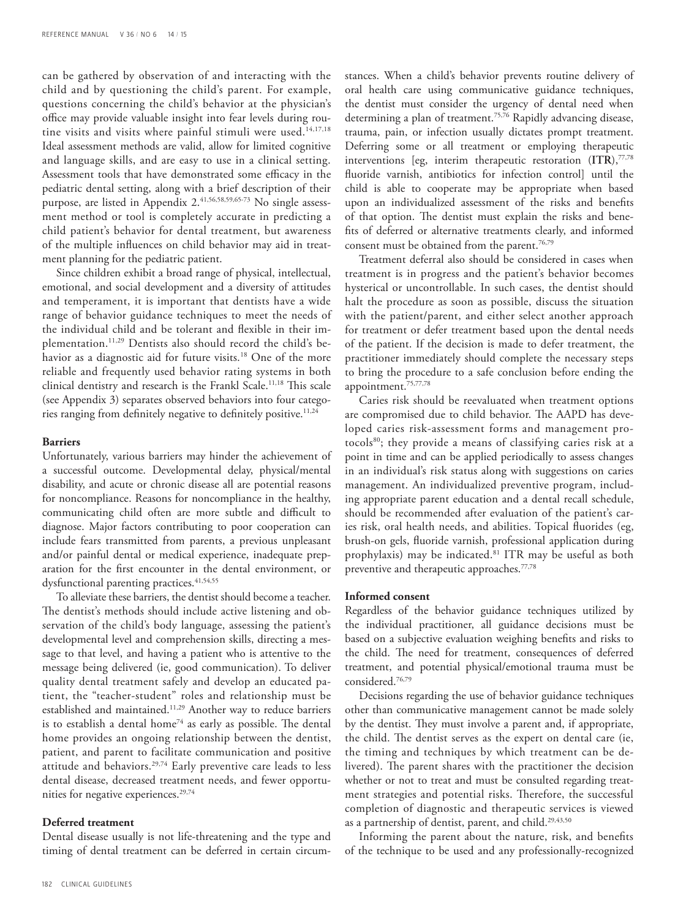can be gathered by observation of and interacting with the child and by questioning the child's parent. For example, questions concerning the child's behavior at the physician's office may provide valuable insight into fear levels during routine visits and visits where painful stimuli were used.[14,17,18] Ideal assessment methods are valid, allow for limited cognitive and language skills, and are easy to use in a clinical setting. Assessment tools that have demonstrated some efficacy in the pediatric dental setting, along with a brief description of their purpose, are listed in Appendix 2.[41,56,58,59,65-73] No single assessment method or tool is completely accurate in predicting a child patient's behavior for dental treatment, but awareness of the multiple influences on child behavior may aid in treatment planning for the pediatric patient.

Since children exhibit a broad range of physical, intellectual, emotional, and social development and a diversity of attitudes and temperament, it is important that dentists have a wide range of behavior guidance techniques to meet the needs of the individual child and be tolerant and flexible in their implementation.[11,29] Dentists also should record the child's behavior as a diagnostic aid for future visits.[18] One of the more reliable and frequently used behavior rating systems in both clinical dentistry and research is the Frankl Scale.[11,18] This scale (see Appendix 3) separates observed behaviors into four categories ranging from definitely negative to definitely positive.[11,24]

**Barriers**

Unfortunately, various barriers may hinder the achievement of a successful outcome. Developmental delay, physical/mental disability, and acute or chronic disease all are potential reasons for noncompliance. Reasons for noncompliance in the healthy, communicating child often are more subtle and difficult to diagnose. Major factors contributing to poor cooperation can include fears transmitted from parents, a previous unpleasant and/or painful dental or medical experience, inadequate preparation for the first encounter in the dental environment, or dysfunctional parenting practices.[41,54,55]

To alleviate these barriers, the dentist should become a teacher. The dentist's methods should include active listening and observation of the child's body language, assessing the patient's developmental level and comprehension skills, directing a message to that level, and having a patient who is attentive to the message being delivered (ie, good communication). To deliver quality dental treatment safely and develop an educated patient, the "teacher-student" roles and relationship must be established and maintained.[11,29] Another way to reduce barriers is to establish a dental home[74] as early as possible. The dental home provides an ongoing relationship between the dentist, patient, and parent to facilitate communication and positive attitude and behaviors.[29,74] Early preventive care leads to less dental disease, decreased treatment needs, and fewer opportunities for negative experiences.[29,74]

**Deferred treatment**

Dental disease usually is not life-threatening and the type and timing of dental treatment can be deferred in certain circumstances. When a child's behavior prevents routine delivery of oral health care using communicative guidance techniques, the dentist must consider the urgency of dental need when determining a plan of treatment.[75,76] Rapidly advancing disease, trauma, pain, or infection usually dictates prompt treatment. Deferring some or all treatment or employing therapeutic interventions [eg, interim therapeutic restoration (**ITR**),[77,78] fluoride varnish, antibiotics for infection control] until the child is able to cooperate may be appropriate when based upon an individualized assessment of the risks and benefits of that option. The dentist must explain the risks and benefits of deferred or alternative treatments clearly, and informed consent must be obtained from the parent.[76,79]

Treatment deferral also should be considered in cases when treatment is in progress and the patient's behavior becomes hysterical or uncontrollable. In such cases, the dentist should halt the procedure as soon as possible, discuss the situation with the patient/parent, and either select another approach for treatment or defer treatment based upon the dental needs of the patient. If the decision is made to defer treatment, the practitioner immediately should complete the necessary steps to bring the procedure to a safe conclusion before ending the appointment.[75,77,78]

Caries risk should be reevaluated when treatment options are compromised due to child behavior. The AAPD has developed caries risk-assessment forms and management protocols[80]; they provide a means of classifying caries risk at a point in time and can be applied periodically to assess changes in an individual's risk status along with suggestions on caries management. An individualized preventive program, including appropriate parent education and a dental recall schedule, should be recommended after evaluation of the patient's caries risk, oral health needs, and abilities. Topical fluorides (eg, brush-on gels, fluoride varnish, professional application during prophylaxis) may be indicated.[81] ITR may be useful as both preventive and therapeutic approaches.[77,78]

**Informed consent**

Regardless of the behavior guidance techniques utilized by the individual practitioner, all guidance decisions must be based on a subjective evaluation weighing benefits and risks to the child. The need for treatment, consequences of deferred treatment, and potential physical/emotional trauma must be considered.[76,79]

Decisions regarding the use of behavior guidance techniques other than communicative management cannot be made solely by the dentist. They must involve a parent and, if appropriate, the child. The dentist serves as the expert on dental care (ie, the timing and techniques by which treatment can be delivered). The parent shares with the practitioner the decision whether or not to treat and must be consulted regarding treatment strategies and potential risks. Therefore, the successful completion of diagnostic and therapeutic services is viewed as a partnership of dentist, parent, and child.[29,43,50]

Informing the parent about the nature, risk, and benefits of the technique to be used and any professionally-recognized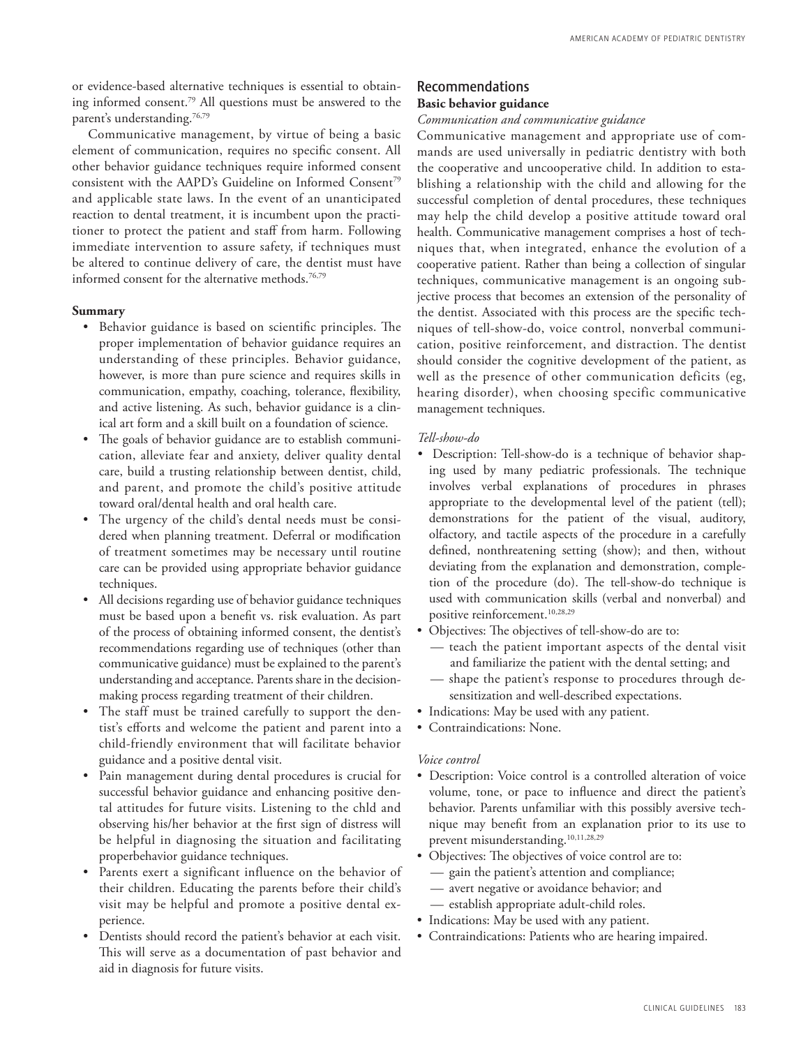or evidence-based alternative techniques is essential to obtaining informed consent.[79] All questions must be answered to the parent's understanding.[76,79]

Communicative management, by virtue of being a basic element of communication, requires no specific consent. All other behavior guidance techniques require informed consent consistent with the AAPD's Guideline on Informed Consent[79] and applicable state laws. In the event of an unanticipated reaction to dental treatment, it is incumbent upon the practitioner to protect the patient and staff from harm. Following immediate intervention to assure safety, if techniques must be altered to continue delivery of care, the dentist must have informed consent for the alternative methods.[76,79]

**Summary**

- Behavior guidance is based on scientific principles. The proper implementation of behavior guidance requires an understanding of these principles. Behavior guidance, however, is more than pure science and requires skills in communication, empathy, coaching, tolerance, flexibility, and active listening. As such, behavior guidance is a clinical art form and a skill built on a foundation of science.
- The goals of behavior guidance are to establish communication, alleviate fear and anxiety, deliver quality dental care, build a trusting relationship between dentist, child, and parent, and promote the child's positive attitude toward oral/dental health and oral health care.
- The urgency of the child's dental needs must be considered when planning treatment. Deferral or modification of treatment sometimes may be necessary until routine care can be provided using appropriate behavior guidance techniques.
- All decisions regarding use of behavior guidance techniques must be based upon a benefit vs. risk evaluation. As part of the process of obtaining informed consent, the dentist's recommendations regarding use of techniques (other than communicative guidance) must be explained to the parent's understanding and acceptance. Parents share in the decision-making process regarding treatment of their children.
- The staff must be trained carefully to support the dentist's efforts and welcome the patient and parent into a child-friendly environment that will facilitate behavior guidance and a positive dental visit.
- Pain management during dental procedures is crucial for successful behavior guidance and enhancing positive dental attitudes for future visits. Listening to the chld and observing his/her behavior at the first sign of distress will be helpful in diagnosing the situation and facilitating properbehavior guidance techniques.
- Parents exert a significant influence on the behavior of their children. Educating the parents before their child's visit may be helpful and promote a positive dental experience.
- Dentists should record the patient's behavior at each visit. This will serve as a documentation of past behavior and aid in diagnosis for future visits.

## Recommendations

### Basic behavior guidance

*Communication and communicative guidance*

Communicative management and appropriate use of commands are used universally in pediatric dentistry with both the cooperative and uncooperative child. In addition to establishing a relationship with the child and allowing for the successful completion of dental procedures, these techniques may help the child develop a positive attitude toward oral health. Communicative management comprises a host of techniques that, when integrated, enhance the evolution of a cooperative patient. Rather than being a collection of singular techniques, communicative management is an ongoing subjective process that becomes an extension of the personality of the dentist. Associated with this process are the specific techniques of tell-show-do, voice control, nonverbal communication, positive reinforcement, and distraction. The dentist should consider the cognitive development of the patient, as well as the presence of other communication deficits (eg, hearing disorder), when choosing specific communicative management techniques.

*Tell-show-do*

- Description: Tell-show-do is a technique of behavior shaping used by many pediatric professionals. The technique involves verbal explanations of procedures in phrases appropriate to the developmental level of the patient (tell); demonstrations for the patient of the visual, auditory, olfactory, and tactile aspects of the procedure in a carefully defined, nonthreatening setting (show); and then, without deviating from the explanation and demonstration, completion of the procedure (do). The tell-show-do technique is used with communication skills (verbal and nonverbal) and positive reinforcement.[10,28,29]
- Objectives: The objectives of tell-show-do are to:
  - — teach the patient important aspects of the dental visit and familiarize the patient with the dental setting; and
  - — shape the patient's response to procedures through desensitization and well-described expectations.
- Indications: May be used with any patient.
- Contraindications: None.

*Voice control*

- Description: Voice control is a controlled alteration of voice volume, tone, or pace to influence and direct the patient's behavior. Parents unfamiliar with this possibly aversive technique may benefit from an explanation prior to its use to prevent misunderstanding.[10,11,28,29]
- Objectives: The objectives of voice control are to:
  - — gain the patient's attention and compliance;
  - — avert negative or avoidance behavior; and
  - — establish appropriate adult-child roles.
- Indications: May be used with any patient.
- Contraindications: Patients who are hearing impaired.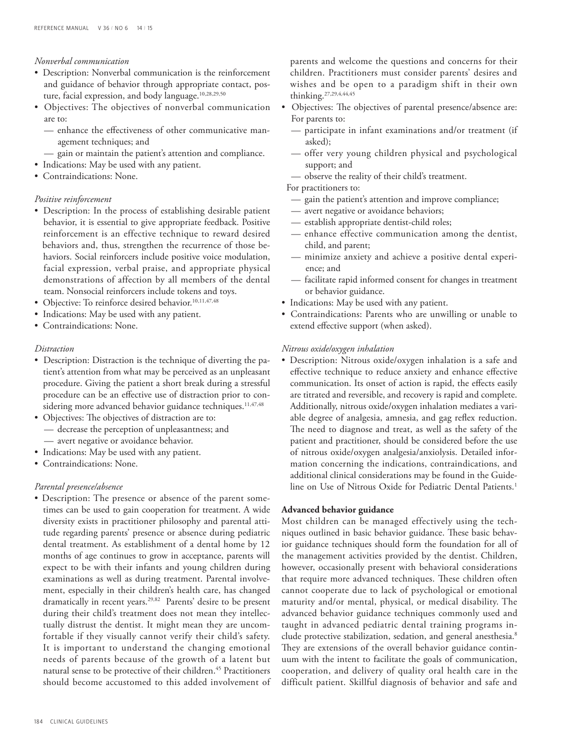*Nonverbal communication*

- Description: Nonverbal communication is the reinforcement and guidance of behavior through appropriate contact, posture, facial expression, and body language.[10,28,29,50]
- Objectives: The objectives of nonverbal communication are to:
  - — enhance the effectiveness of other communicative management techniques; and
  - — gain or maintain the patient's attention and compliance.
- Indications: May be used with any patient.
- Contraindications: None.

*Positive reinforcement*

- Description: In the process of establishing desirable patient behavior, it is essential to give appropriate feedback. Positive reinforcement is an effective technique to reward desired behaviors and, thus, strengthen the recurrence of those behaviors. Social reinforcers include positive voice modulation, facial expression, verbal praise, and appropriate physical demonstrations of affection by all members of the dental team. Nonsocial reinforcers include tokens and toys.
- Objective: To reinforce desired behavior.[10,11,47,48]
- Indications: May be used with any patient.
- Contraindications: None.

*Distraction*

- Description: Distraction is the technique of diverting the patient's attention from what may be perceived as an unpleasant procedure. Giving the patient a short break during a stressful procedure can be an effective use of distraction prior to considering more advanced behavior guidance techniques.[11,47,48]
- Objectives: The objectives of distraction are to:
  - — decrease the perception of unpleasantness; and
  - — avert negative or avoidance behavior.
- Indications: May be used with any patient.
- Contraindications: None.

*Parental presence/absence*

- Description: The presence or absence of the parent sometimes can be used to gain cooperation for treatment. A wide diversity exists in practitioner philosophy and parental attitude regarding parents' presence or absence during pediatric dental treatment. As establishment of a dental home by 12 months of age continues to grow in acceptance, parents will expect to be with their infants and young children during examinations as well as during treatment. Parental involvement, especially in their children's health care, has changed dramatically in recent years.[29,82] Parents' desire to be present during their child's treatment does not mean they intellectually distrust the dentist. It might mean they are uncomfortable if they visually cannot verify their child's safety. It is important to understand the changing emotional needs of parents because of the growth of a latent but natural sense to be protective of their children.[45] Practitioners should become accustomed to this added involvement of parents and welcome the questions and concerns for their children. Practitioners must consider parents' desires and wishes and be open to a paradigm shift in their own thinking.[27,29,4,44,45]
- Objectives: The objectives of parental presence/absence are:

  For parents to:
  - — participate in infant examinations and/or treatment (if asked);
  - — offer very young children physical and psychological support; and
  - — observe the reality of their child's treatment.

  For practitioners to:
  - — gain the patient's attention and improve compliance;
  - — avert negative or avoidance behaviors;
  - — establish appropriate dentist-child roles;
  - — enhance effective communication among the dentist, child, and parent;
  - — minimize anxiety and achieve a positive dental experience; and
  - — facilitate rapid informed consent for changes in treatment or behavior guidance.
- Indications: May be used with any patient.
- Contraindications: Parents who are unwilling or unable to extend effective support (when asked).

*Nitrous oxide/oxygen inhalation*

- Description: Nitrous oxide/oxygen inhalation is a safe and effective technique to reduce anxiety and enhance effective communication. Its onset of action is rapid, the effects easily are titrated and reversible, and recovery is rapid and complete. Additionally, nitrous oxide/oxygen inhalation mediates a variable degree of analgesia, amnesia, and gag reflex reduction. The need to diagnose and treat, as well as the safety of the patient and practitioner, should be considered before the use of nitrous oxide/oxygen analgesia/anxiolysis. Detailed information concerning the indications, contraindications, and additional clinical considerations may be found in the Guideline on Use of Nitrous Oxide for Pediatric Dental Patients.[1]

**Advanced behavior guidance**

Most children can be managed effectively using the techniques outlined in basic behavior guidance. These basic behavior guidance techniques should form the foundation for all of the management activities provided by the dentist. Children, however, occasionally present with behavioral considerations that require more advanced techniques. These children often cannot cooperate due to lack of psychological or emotional maturity and/or mental, physical, or medical disability. The advanced behavior guidance techniques commonly used and taught in advanced pediatric dental training programs include protective stabilization, sedation, and general anesthesia.[8] They are extensions of the overall behavior guidance continuum with the intent to facilitate the goals of communication, cooperation, and delivery of quality oral health care in the difficult patient. Skillful diagnosis of behavior and safe and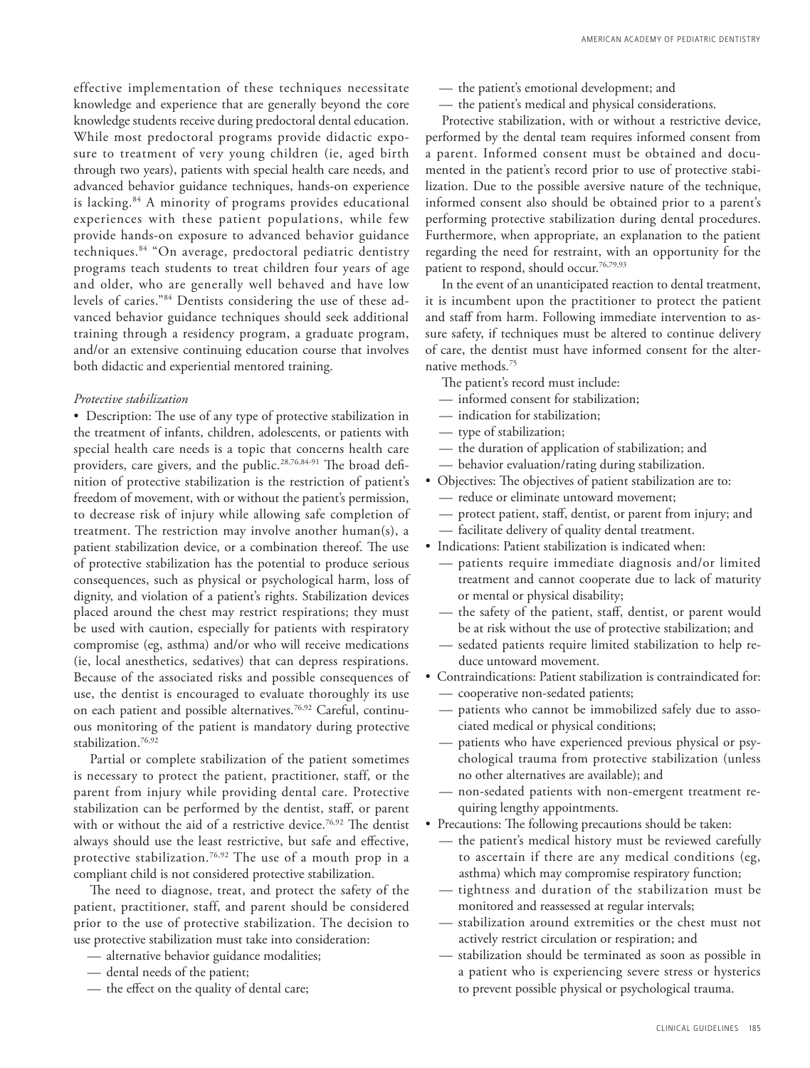effective implementation of these techniques necessitate knowledge and experience that are generally beyond the core knowledge students receive during predoctoral dental education. While most predoctoral programs provide didactic exposure to treatment of very young children (ie, aged birth through two years), patients with special health care needs, and advanced behavior guidance techniques, hands-on experience is lacking.[84] A minority of programs provides educational experiences with these patient populations, while few provide hands-on exposure to advanced behavior guidance techniques.[84] "On average, predoctoral pediatric dentistry programs teach students to treat children four years of age and older, who are generally well behaved and have low levels of caries."[84] Dentists considering the use of these advanced behavior guidance techniques should seek additional training through a residency program, a graduate program, and/or an extensive continuing education course that involves both didactic and experiential mentored training.

*Protective stabilization*

- Description: The use of any type of protective stabilization in the treatment of infants, children, adolescents, or patients with special health care needs is a topic that concerns health care providers, care givers, and the public.[28,76,84-91] The broad definition of protective stabilization is the restriction of patient's freedom of movement, with or without the patient's permission, to decrease risk of injury while allowing safe completion of treatment. The restriction may involve another human(s), a patient stabilization device, or a combination thereof. The use of protective stabilization has the potential to produce serious consequences, such as physical or psychological harm, loss of dignity, and violation of a patient's rights. Stabilization devices placed around the chest may restrict respirations; they must be used with caution, especially for patients with respiratory compromise (eg, asthma) and/or who will receive medications (ie, local anesthetics, sedatives) that can depress respirations. Because of the associated risks and possible consequences of use, the dentist is encouraged to evaluate thoroughly its use on each patient and possible alternatives.[76,92] Careful, continuous monitoring of the patient is mandatory during protective stabilization.[76,92]

  Partial or complete stabilization of the patient sometimes is necessary to protect the patient, practitioner, staff, or the parent from injury while providing dental care. Protective stabilization can be performed by the dentist, staff, or parent with or without the aid of a restrictive device.[76,92] The dentist always should use the least restrictive, but safe and effective, protective stabilization.[76,92] The use of a mouth prop in a compliant child is not considered protective stabilization.

  The need to diagnose, treat, and protect the safety of the patient, practitioner, staff, and parent should be considered prior to the use of protective stabilization. The decision to use protective stabilization must take into consideration:
  - alternative behavior guidance modalities;
  - dental needs of the patient;
  - the effect on the quality of dental care;
  - the patient's emotional development; and
  - the patient's medical and physical considerations.

  Protective stabilization, with or without a restrictive device, performed by the dental team requires informed consent from a parent. Informed consent must be obtained and documented in the patient's record prior to use of protective stabilization. Due to the possible aversive nature of the technique, informed consent also should be obtained prior to a parent's performing protective stabilization during dental procedures. Furthermore, when appropriate, an explanation to the patient regarding the need for restraint, with an opportunity for the patient to respond, should occur.[76,79,93]

  In the event of an unanticipated reaction to dental treatment, it is incumbent upon the practitioner to protect the patient and staff from harm. Following immediate intervention to assure safety, if techniques must be altered to continue delivery of care, the dentist must have informed consent for the alternative methods.[75]

  The patient's record must include:
  - informed consent for stabilization;
  - indication for stabilization;
  - type of stabilization;
  - the duration of application of stabilization; and
  - behavior evaluation/rating during stabilization.
- Objectives: The objectives of patient stabilization are to:
  - reduce or eliminate untoward movement;
  - protect patient, staff, dentist, or parent from injury; and
  - facilitate delivery of quality dental treatment.
- Indications: Patient stabilization is indicated when:
  - patients require immediate diagnosis and/or limited treatment and cannot cooperate due to lack of maturity or mental or physical disability;
  - the safety of the patient, staff, dentist, or parent would be at risk without the use of protective stabilization; and
  - sedated patients require limited stabilization to help reduce untoward movement.
- Contraindications: Patient stabilization is contraindicated for:
  - cooperative non-sedated patients;
  - patients who cannot be immobilized safely due to associated medical or physical conditions;
  - patients who have experienced previous physical or psychological trauma from protective stabilization (unless no other alternatives are available); and
  - non-sedated patients with non-emergent treatment requiring lengthy appointments.
- Precautions: The following precautions should be taken:
  - the patient's medical history must be reviewed carefully to ascertain if there are any medical conditions (eg, asthma) which may compromise respiratory function;
  - tightness and duration of the stabilization must be monitored and reassessed at regular intervals;
  - stabilization around extremities or the chest must not actively restrict circulation or respiration; and
  - stabilization should be terminated as soon as possible in a patient who is experiencing severe stress or hysterics to prevent possible physical or psychological trauma.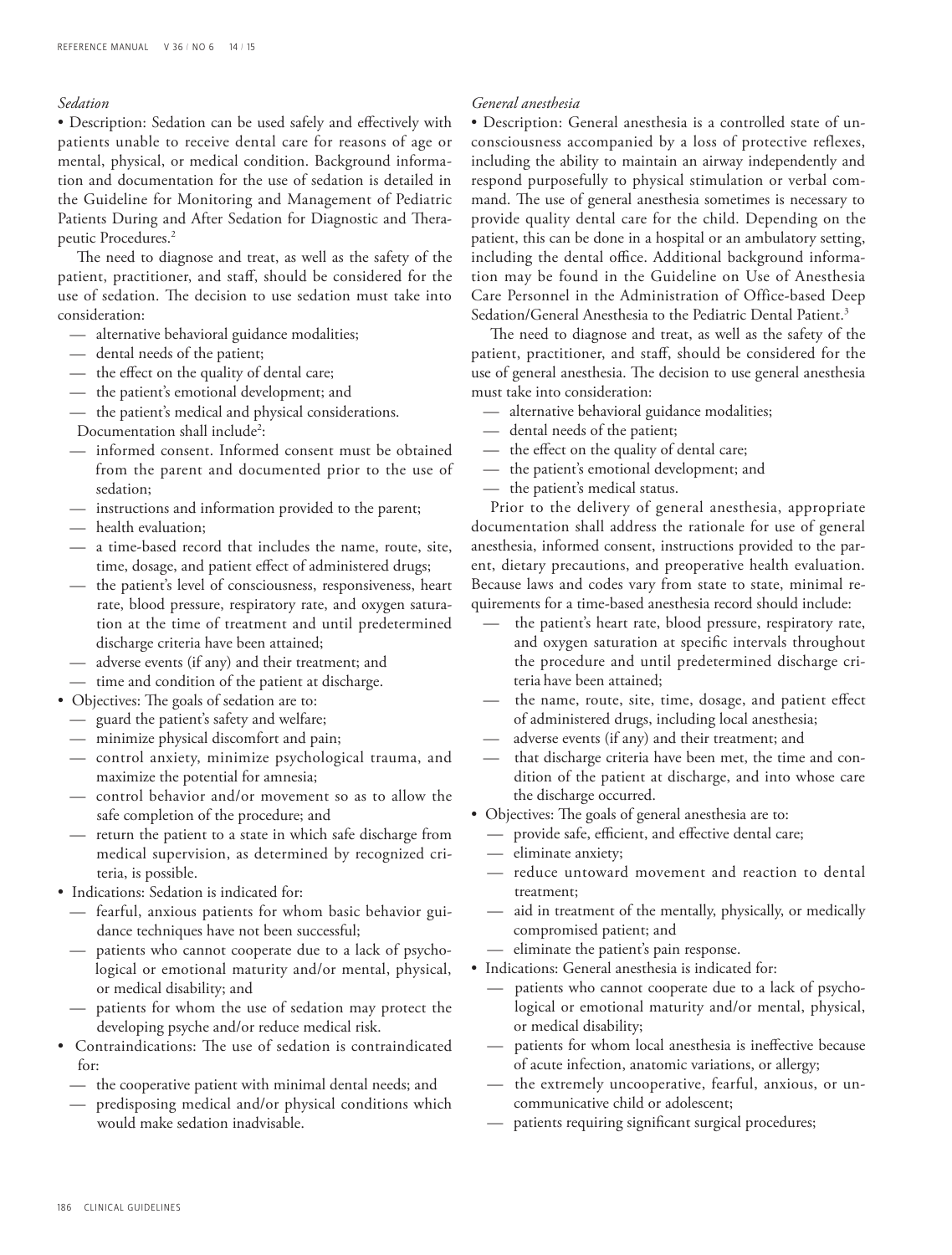*Sedation*

• Description: Sedation can be used safely and effectively with patients unable to receive dental care for reasons of age or mental, physical, or medical condition. Background information and documentation for the use of sedation is detailed in the Guideline for Monitoring and Management of Pediatric Patients During and After Sedation for Diagnostic and Therapeutic Procedures.[2]

The need to diagnose and treat, as well as the safety of the patient, practitioner, and staff, should be considered for the use of sedation. The decision to use sedation must take into consideration:

- alternative behavioral guidance modalities;
- dental needs of the patient;
- the effect on the quality of dental care;
- the patient's emotional development; and
- the patient's medical and physical considerations.

Documentation shall include[2]:

- informed consent. Informed consent must be obtained from the parent and documented prior to the use of sedation;
- instructions and information provided to the parent;
- health evaluation;
- a time-based record that includes the name, route, site, time, dosage, and patient effect of administered drugs;
- the patient's level of consciousness, responsiveness, heart rate, blood pressure, respiratory rate, and oxygen saturation at the time of treatment and until predetermined discharge criteria have been attained;
- adverse events (if any) and their treatment; and
- time and condition of the patient at discharge.

• Objectives: The goals of sedation are to:
  - guard the patient's safety and welfare;
  - minimize physical discomfort and pain;
  - control anxiety, minimize psychological trauma, and maximize the potential for amnesia;
  - control behavior and/or movement so as to allow the safe completion of the procedure; and
  - return the patient to a state in which safe discharge from medical supervision, as determined by recognized criteria, is possible.

• Indications: Sedation is indicated for:
  - fearful, anxious patients for whom basic behavior guidance techniques have not been successful;
  - patients who cannot cooperate due to a lack of psychological or emotional maturity and/or mental, physical, or medical disability; and
  - patients for whom the use of sedation may protect the developing psyche and/or reduce medical risk.

• Contraindications: The use of sedation is contraindicated for:
  - the cooperative patient with minimal dental needs; and
  - predisposing medical and/or physical conditions which would make sedation inadvisable.

*General anesthesia*

• Description: General anesthesia is a controlled state of unconsciousness accompanied by a loss of protective reflexes, including the ability to maintain an airway independently and respond purposefully to physical stimulation or verbal command. The use of general anesthesia sometimes is necessary to provide quality dental care for the child. Depending on the patient, this can be done in a hospital or an ambulatory setting, including the dental office. Additional background information may be found in the Guideline on Use of Anesthesia Care Personnel in the Administration of Office-based Deep Sedation/General Anesthesia to the Pediatric Dental Patient.[3]

The need to diagnose and treat, as well as the safety of the patient, practitioner, and staff, should be considered for the use of general anesthesia. The decision to use general anesthesia must take into consideration:

- alternative behavioral guidance modalities;
- dental needs of the patient;
- the effect on the quality of dental care;
- the patient's emotional development; and
- the patient's medical status.

Prior to the delivery of general anesthesia, appropriate documentation shall address the rationale for use of general anesthesia, informed consent, instructions provided to the parent, dietary precautions, and preoperative health evaluation. Because laws and codes vary from state to state, minimal requirements for a time-based anesthesia record should include:

- the patient's heart rate, blood pressure, respiratory rate, and oxygen saturation at specific intervals throughout the procedure and until predetermined discharge criteria have been attained;
- the name, route, site, time, dosage, and patient effect of administered drugs, including local anesthesia;
- adverse events (if any) and their treatment; and
- that discharge criteria have been met, the time and condition of the patient at discharge, and into whose care the discharge occurred.

• Objectives: The goals of general anesthesia are to:
  - provide safe, efficient, and effective dental care;
  - eliminate anxiety;
  - reduce untoward movement and reaction to dental treatment;
  - aid in treatment of the mentally, physically, or medically compromised patient; and
  - eliminate the patient's pain response.

• Indications: General anesthesia is indicated for:
  - patients who cannot cooperate due to a lack of psychological or emotional maturity and/or mental, physical, or medical disability;
  - patients for whom local anesthesia is ineffective because of acute infection, anatomic variations, or allergy;
  - the extremely uncooperative, fearful, anxious, or uncommunicative child or adolescent;
  - patients requiring significant surgical procedures;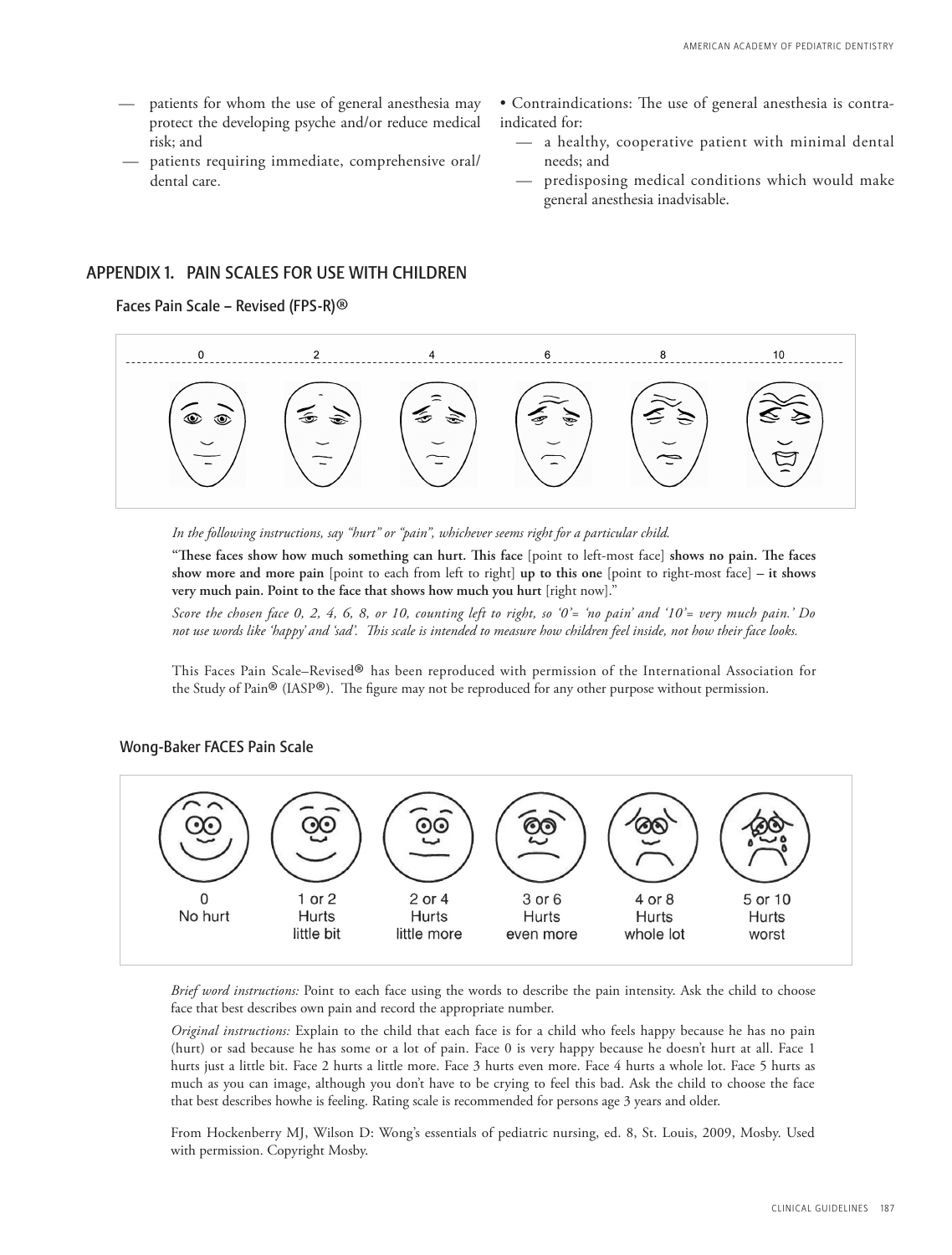- patients for whom the use of general anesthesia may protect the developing psyche and/or reduce medical risk; and
- patients requiring immediate, comprehensive oral/dental care.

• Contraindications: The use of general anesthesia is contraindicated for:

- a healthy, cooperative patient with minimal dental needs; and
- predisposing medical conditions which would make general anesthesia inadvisable.

## APPENDIX 1. PAIN SCALES FOR USE WITH CHILDREN

### Faces Pain Scale – Revised (FPS-R)®

| 0 | 2 | 4 | 6 | 8 | 10 |
|---|---|---|---|---|---|

*In the following instructions, say "hurt" or "pain", whichever seems right for a particular child.*

**"These faces show how much something can hurt. This face** [point to left-most face] **shows no pain. The faces show more and more pain** [point to each from left to right] **up to this one** [point to right-most face] **– it shows very much pain. Point to the face that shows how much you hurt** [right now]."

*Score the chosen face 0, 2, 4, 6, 8, or 10, counting left to right, so '0'= 'no pain' and '10'= very much pain.' Do not use words like 'happy' and 'sad'. This scale is intended to measure how children feel inside, not how their face looks.*

This Faces Pain Scale–Revised® has been reproduced with permission of the International Association for the Study of Pain® (IASP®). The figure may not be reproduced for any other purpose without permission.

### Wong-Baker FACES Pain Scale

| 0 No hurt | 1 or 2 Hurts little bit | 2 or 4 Hurts little more | 3 or 6 Hurts even more | 4 or 8 Hurts whole lot | 5 or 10 Hurts worst |
|---|---|---|---|---|---|

*Brief word instructions:* Point to each face using the words to describe the pain intensity. Ask the child to choose face that best describes own pain and record the appropriate number.

*Original instructions:* Explain to the child that each face is for a child who feels happy because he has no pain (hurt) or sad because he has some or a lot of pain. Face 0 is very happy because he doesn't hurt at all. Face 1 hurts just a little bit. Face 2 hurts a little more. Face 3 hurts even more. Face 4 hurts a whole lot. Face 5 hurts as much as you can image, although you don't have to be crying to feel this bad. Ask the child to choose the face that best describes howhe is feeling. Rating scale is recommended for persons age 3 years and older.

From Hockenberry MJ, Wilson D: Wong's essentials of pediatric nursing, ed. 8, St. Louis, 2009, Mosby. Used with permission. Copyright Mosby.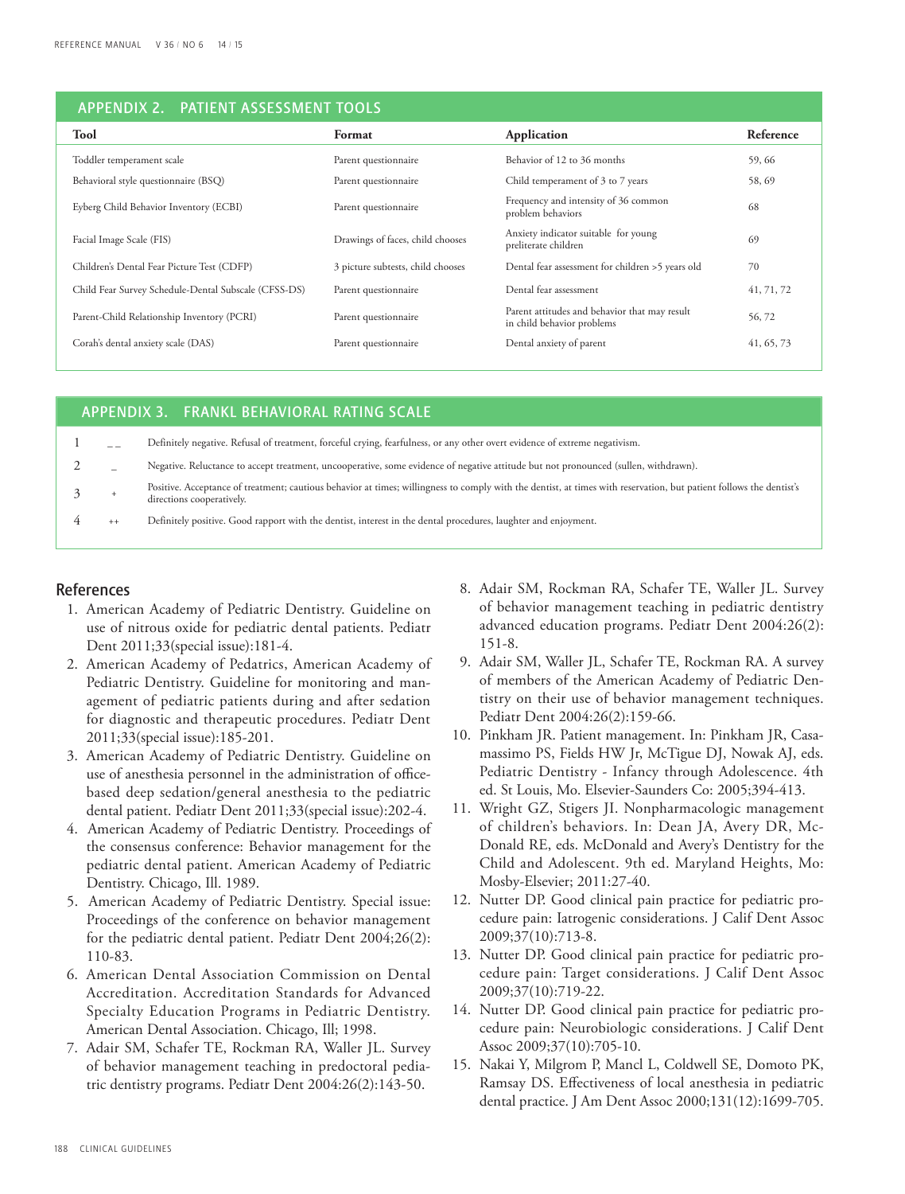## APPENDIX 2. PATIENT ASSESSMENT TOOLS

| Tool | Format | Application | Reference |
|---|---|---|---|
| Toddler temperament scale | Parent questionnaire | Behavior of 12 to 36 months | 59, 66 |
| Behavioral style questionnaire (BSQ) | Parent questionnaire | Child temperament of 3 to 7 years | 58, 69 |
| Eyberg Child Behavior Inventory (ECBI) | Parent questionnaire | Frequency and intensity of 36 common problem behaviors | 68 |
| Facial Image Scale (FIS) | Drawings of faces, child chooses | Anxiety indicator suitable for young preliterate children | 69 |
| Children's Dental Fear Picture Test (CDFP) | 3 picture subtests, child chooses | Dental fear assessment for children >5 years old | 70 |
| Child Fear Survey Schedule-Dental Subscale (CFSS-DS) | Parent questionnaire | Dental fear assessment | 41, 71, 72 |
| Parent-Child Relationship Inventory (PCRI) | Parent questionnaire | Parent attitudes and behavior that may result in child behavior problems | 56, 72 |
| Corah's dental anxiety scale (DAS) | Parent questionnaire | Dental anxiety of parent | 41, 65, 73 |

## APPENDIX 3. FRANKL BEHAVIORAL RATING SCALE

| | | |
|---|---|---|
| 1 | _ _ | Definitely negative. Refusal of treatment, forceful crying, fearfulness, or any other overt evidence of extreme negativism. |
| 2 | _ | Negative. Reluctance to accept treatment, uncooperative, some evidence of negative attitude but not pronounced (sullen, withdrawn). |
| 3 | + | Positive. Acceptance of treatment; cautious behavior at times; willingness to comply with the dentist, at times with reservation, but patient follows the dentist's directions cooperatively. |
| 4 | ++ | Definitely positive. Good rapport with the dentist, interest in the dental procedures, laughter and enjoyment. |

## References

1. American Academy of Pediatric Dentistry. Guideline on use of nitrous oxide for pediatric dental patients. Pediatr Dent 2011;33(special issue):181-4.
2. American Academy of Pedatrics, American Academy of Pediatric Dentistry. Guideline for monitoring and management of pediatric patients during and after sedation for diagnostic and therapeutic procedures. Pediatr Dent 2011;33(special issue):185-201.
3. American Academy of Pediatric Dentistry. Guideline on use of anesthesia personnel in the administration of office-based deep sedation/general anesthesia to the pediatric dental patient. Pediatr Dent 2011;33(special issue):202-4.
4. American Academy of Pediatric Dentistry. Proceedings of the consensus conference: Behavior management for the pediatric dental patient. American Academy of Pediatric Dentistry. Chicago, Ill. 1989.
5. American Academy of Pediatric Dentistry. Special issue: Proceedings of the conference on behavior management for the pediatric dental patient. Pediatr Dent 2004;26(2): 110-83.
6. American Dental Association Commission on Dental Accreditation. Accreditation Standards for Advanced Specialty Education Programs in Pediatric Dentistry. American Dental Association. Chicago, Ill; 1998.
7. Adair SM, Schafer TE, Rockman RA, Waller JL. Survey of behavior management teaching in predoctoral pediatric dentistry programs. Pediatr Dent 2004:26(2):143-50.
8. Adair SM, Rockman RA, Schafer TE, Waller JL. Survey of behavior management teaching in pediatric dentistry advanced education programs. Pediatr Dent 2004:26(2): 151-8.
9. Adair SM, Waller JL, Schafer TE, Rockman RA. A survey of members of the American Academy of Pediatric Dentistry on their use of behavior management techniques. Pediatr Dent 2004:26(2):159-66.
10. Pinkham JR. Patient management. In: Pinkham JR, Casamassimo PS, Fields HW Jr, McTigue DJ, Nowak AJ, eds. Pediatric Dentistry - Infancy through Adolescence. 4th ed. St Louis, Mo. Elsevier-Saunders Co: 2005;394-413.
11. Wright GZ, Stigers JI. Nonpharmacologic management of children's behaviors. In: Dean JA, Avery DR, McDonald RE, eds. McDonald and Avery's Dentistry for the Child and Adolescent. 9th ed. Maryland Heights, Mo: Mosby-Elsevier; 2011:27-40.
12. Nutter DP. Good clinical pain practice for pediatric procedure pain: Iatrogenic considerations. J Calif Dent Assoc 2009;37(10):713-8.
13. Nutter DP. Good clinical pain practice for pediatric procedure pain: Target considerations. J Calif Dent Assoc 2009;37(10):719-22.
14. Nutter DP. Good clinical pain practice for pediatric procedure pain: Neurobiologic considerations. J Calif Dent Assoc 2009;37(10):705-10.
15. Nakai Y, Milgrom P, Mancl L, Coldwell SE, Domoto PK, Ramsay DS. Effectiveness of local anesthesia in pediatric dental practice. J Am Dent Assoc 2000;131(12):1699-705.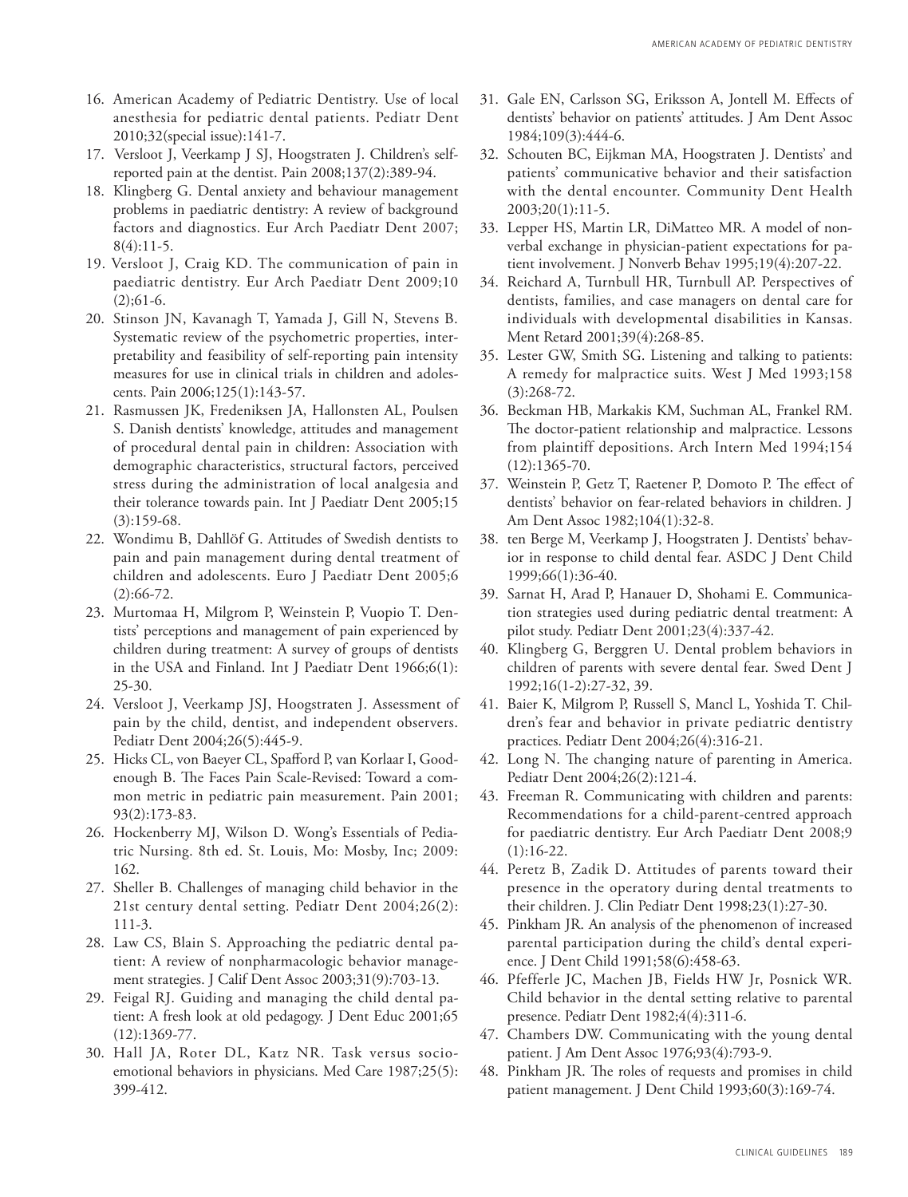16. American Academy of Pediatric Dentistry. Use of local anesthesia for pediatric dental patients. Pediatr Dent 2010;32(special issue):141-7.
17. Versloot J, Veerkamp J SJ, Hoogstraten J. Children's self-reported pain at the dentist. Pain 2008;137(2):389-94.
18. Klingberg G. Dental anxiety and behaviour management problems in paediatric dentistry: A review of background factors and diagnostics. Eur Arch Paediatr Dent 2007; 8(4):11-5.
19. Versloot J, Craig KD. The communication of pain in paediatric dentistry. Eur Arch Paediatr Dent 2009;10 (2);61-6.
20. Stinson JN, Kavanagh T, Yamada J, Gill N, Stevens B. Systematic review of the psychometric properties, interpretability and feasibility of self-reporting pain intensity measures for use in clinical trials in children and adolescents. Pain 2006;125(1):143-57.
21. Rasmussen JK, Fredeniksen JA, Hallonsten AL, Poulsen S. Danish dentists' knowledge, attitudes and management of procedural dental pain in children: Association with demographic characteristics, structural factors, perceived stress during the administration of local analgesia and their tolerance towards pain. Int J Paediatr Dent 2005;15 (3):159-68.
22. Wondimu B, Dahllöf G. Attitudes of Swedish dentists to pain and pain management during dental treatment of children and adolescents. Euro J Paediatr Dent 2005;6 (2):66-72.
23. Murtomaa H, Milgrom P, Weinstein P, Vuopio T. Dentists' perceptions and management of pain experienced by children during treatment: A survey of groups of dentists in the USA and Finland. Int J Paediatr Dent 1966;6(1): 25-30.
24. Versloot J, Veerkamp JSJ, Hoogstraten J. Assessment of pain by the child, dentist, and independent observers. Pediatr Dent 2004;26(5):445-9.
25. Hicks CL, von Baeyer CL, Spafford P, van Korlaar I, Goodenough B. The Faces Pain Scale-Revised: Toward a common metric in pediatric pain measurement. Pain 2001; 93(2):173-83.
26. Hockenberry MJ, Wilson D. Wong's Essentials of Pediatric Nursing. 8th ed. St. Louis, Mo: Mosby, Inc; 2009: 162.
27. Sheller B. Challenges of managing child behavior in the 21st century dental setting. Pediatr Dent 2004;26(2): 111-3.
28. Law CS, Blain S. Approaching the pediatric dental patient: A review of nonpharmacologic behavior management strategies. J Calif Dent Assoc 2003;31(9):703-13.
29. Feigal RJ. Guiding and managing the child dental patient: A fresh look at old pedagogy. J Dent Educ 2001;65 (12):1369-77.
30. Hall JA, Roter DL, Katz NR. Task versus socioemotional behaviors in physicians. Med Care 1987;25(5): 399-412.
31. Gale EN, Carlsson SG, Eriksson A, Jontell M. Effects of dentists' behavior on patients' attitudes. J Am Dent Assoc 1984;109(3):444-6.
32. Schouten BC, Eijkman MA, Hoogstraten J. Dentists' and patients' communicative behavior and their satisfaction with the dental encounter. Community Dent Health 2003;20(1):11-5.
33. Lepper HS, Martin LR, DiMatteo MR. A model of nonverbal exchange in physician-patient expectations for patient involvement. J Nonverb Behav 1995;19(4):207-22.
34. Reichard A, Turnbull HR, Turnbull AP. Perspectives of dentists, families, and case managers on dental care for individuals with developmental disabilities in Kansas. Ment Retard 2001;39(4):268-85.
35. Lester GW, Smith SG. Listening and talking to patients: A remedy for malpractice suits. West J Med 1993;158 (3):268-72.
36. Beckman HB, Markakis KM, Suchman AL, Frankel RM. The doctor-patient relationship and malpractice. Lessons from plaintiff depositions. Arch Intern Med 1994;154 (12):1365-70.
37. Weinstein P, Getz T, Raetener P, Domoto P. The effect of dentists' behavior on fear-related behaviors in children. J Am Dent Assoc 1982;104(1):32-8.
38. ten Berge M, Veerkamp J, Hoogstraten J. Dentists' behavior in response to child dental fear. ASDC J Dent Child 1999;66(1):36-40.
39. Sarnat H, Arad P, Hanauer D, Shohami E. Communication strategies used during pediatric dental treatment: A pilot study. Pediatr Dent 2001;23(4):337-42.
40. Klingberg G, Berggren U. Dental problem behaviors in children of parents with severe dental fear. Swed Dent J 1992;16(1-2):27-32, 39.
41. Baier K, Milgrom P, Russell S, Mancl L, Yoshida T. Children's fear and behavior in private pediatric dentistry practices. Pediatr Dent 2004;26(4):316-21.
42. Long N. The changing nature of parenting in America. Pediatr Dent 2004;26(2):121-4.
43. Freeman R. Communicating with children and parents: Recommendations for a child-parent-centred approach for paediatric dentistry. Eur Arch Paediatr Dent 2008;9 (1):16-22.
44. Peretz B, Zadik D. Attitudes of parents toward their presence in the operatory during dental treatments to their children. J. Clin Pediatr Dent 1998;23(1):27-30.
45. Pinkham JR. An analysis of the phenomenon of increased parental participation during the child's dental experience. J Dent Child 1991;58(6):458-63.
46. Pfefferle JC, Machen JB, Fields HW Jr, Posnick WR. Child behavior in the dental setting relative to parental presence. Pediatr Dent 1982;4(4):311-6.
47. Chambers DW. Communicating with the young dental patient. J Am Dent Assoc 1976;93(4):793-9.
48. Pinkham JR. The roles of requests and promises in child patient management. J Dent Child 1993;60(3):169-74.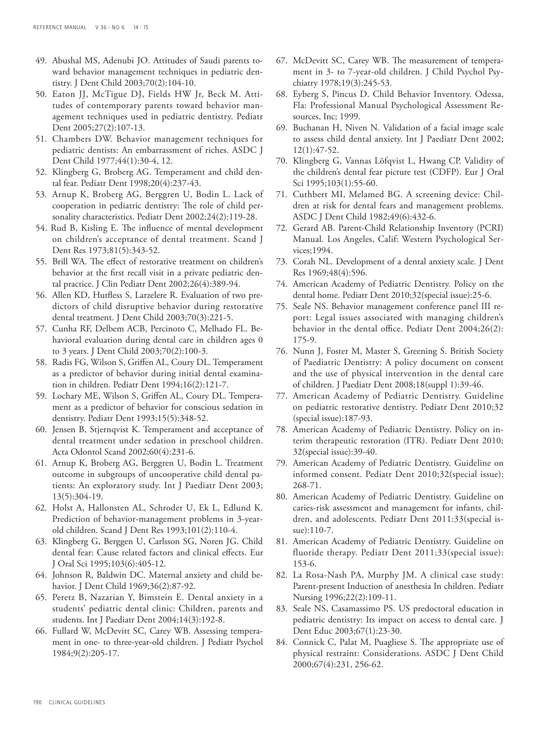49. Abushal MS, Adenubi JO. Attitudes of Saudi parents toward behavior management techniques in pediatric dentistry. J Dent Child 2003;70(2):104-10.
50. Eaton JJ, McTigue DJ, Fields HW Jr, Beck M. Attitudes of contemporary parents toward behavior management techniques used in pediatric dentistry. Pediatr Dent 2005;27(2):107-13.
51. Chambers DW. Behavior management techniques for pediatric dentists: An embarrassment of riches. ASDC J Dent Child 1977;44(1):30-4, 12.
52. Klingberg G, Broberg AG. Temperament and child dental fear. Pediatr Dent 1998;20(4):237-43.
53. Arnup K, Broberg AG, Berggren U, Bodin L. Lack of cooperation in pediatric dentistry: The role of child personality characteristics. Pediatr Dent 2002;24(2):119-28.
54. Rud B, Kisling E. The influence of mental development on children's acceptance of dental treatment. Scand J Dent Res 1973;81(5):343-52.
55. Brill WA. The effect of restorative treatment on children's behavior at the first recall visit in a private pediatric dental practice. J Clin Pediatr Dent 2002;26(4):389-94.
56. Allen KD, Hutfless S, Larzelere R. Evaluation of two predictors of child disruptive behavior during restorative dental treatment. J Dent Child 2003;70(3):221-5.
57. Cunha RF, Delbem ACB, Percinoto C, Melhado FL. Behavioral evaluation during dental care in children ages 0 to 3 years. J Dent Child 2003;70(2):100-3.
58. Radis FG, Wilson S, Griffen AL, Coury DL. Temperament as a predictor of behavior during initial dental examination in children. Pediatr Dent 1994;16(2):121-7.
59. Lochary ME, Wilson S, Griffen AL, Coury DL. Temperament as a predictor of behavior for conscious sedation in dentistry. Pediatr Dent 1993;15(5):348-52.
60. Jensen B, Stjernqvist K. Temperament and acceptance of dental treatment under sedation in preschool children. Acta Odontol Scand 2002;60(4):231-6.
61. Arnup K, Broberg AG, Berggren U, Bodin L. Treatment outcome in subgroups of uncooperative child dental patients: An exploratory study. Int J Paediatr Dent 2003; 13(5):304-19.
62. Holst A, Hallonsten AL, Schroder U, Ek L, Edlund K. Prediction of behavior-management problems in 3-year-old children. Scand J Dent Res 1993;101(2):110-4.
63. Klingberg G, Berggen U, Carlsson SG, Noren JG. Child dental fear: Cause related factors and clinical effects. Eur J Oral Sci 1995;103(6):405-12.
64. Johnson R, Baldwin DC. Maternal anxiety and child behavior. J Dent Child 1969;36(2):87-92.
65. Peretz B, Nazarian Y, Bimstein E. Dental anxiety in a students' pediatric dental clinic: Children, parents and students. Int J Paediatr Dent 2004;14(3):192-8.
66. Fullard W, McDevitt SC, Carey WB. Assessing temperament in one- to three-year-old children. J Pediatr Psychol 1984;9(2):205-17.
67. McDevitt SC, Carey WB. The measurement of temperament in 3- to 7-year-old children. J Child Psychol Psychiatry 1978;19(3):245-53.
68. Eyberg S, Pincus D. Child Behavior Inventory. Odessa, Fla: Professional Manual Psychological Assessment Resources, Inc; 1999.
69. Buchanan H, Niven N. Validation of a facial image scale to assess child dental anxiety. Int J Paediatr Dent 2002; 12(1):47-52.
70. Klingberg G, Vannas Löfqvist L, Hwang CP. Validity of the children's dental fear picture test (CDFP). Eur J Oral Sci 1995;103(1):55-60.
71. Cuthbert MI, Melamed BG. A screening device: Children at risk for dental fears and management problems. ASDC J Dent Child 1982;49(6):432-6.
72. Gerard AB. Parent-Child Relationship Inventory (PCRI) Manual. Los Angeles, Calif: Western Psychological Services;1994.
73. Corah NL. Development of a dental anxiety scale. J Dent Res 1969;48(4):596.
74. American Academy of Pediatric Dentistry. Policy on the dental home. Pediatr Dent 2010;32(special issue):25-6.
75. Seale NS. Behavior management conference panel III report: Legal issues associated with managing children's behavior in the dental office. Pediatr Dent 2004;26(2): 175-9.
76. Nunn J, Foster M, Master S, Greening S. British Society of Paediatric Dentistry: A policy document on consent and the use of physical intervention in the dental care of children. J Paediatr Dent 2008;18(suppl 1):39-46.
77. American Academy of Pediatric Dentistry. Guideline on pediatric restorative dentistry. Pediatr Dent 2010;32 (special issue):187-93.
78. American Academy of Pediatric Dentistry. Policy on interim therapeutic restoration (ITR). Pediatr Dent 2010; 32(special issue):39-40.
79. American Academy of Pediatric Dentistry. Guideline on informed consent. Pediatr Dent 2010;32(special issue): 268-71.
80. American Academy of Pediatric Dentistry. Guideline on caries-risk assessment and management for infants, children, and adolescents. Pediatr Dent 2011:33(special issue):110-7.
81. American Academy of Pediatric Dentistry. Guideline on fluoride therapy. Pediatr Dent 2011;33(special issue): 153-6.
82. La Rosa-Nash PA, Murphy JM. A clinical case study: Parent-present Induction of anesthesia In children. Pediatr Nursing 1996;22(2):109-11.
83. Seale NS, Casamassimo PS. US predoctoral education in pediatric dentistry: Its impact on access to dental care. J Dent Educ 2003;67(1):23-30.
84. Connick C, Palat M, Puagliese S. The appropriate use of physical restraint: Considerations. ASDC J Dent Child 2000;67(4):231, 256-62.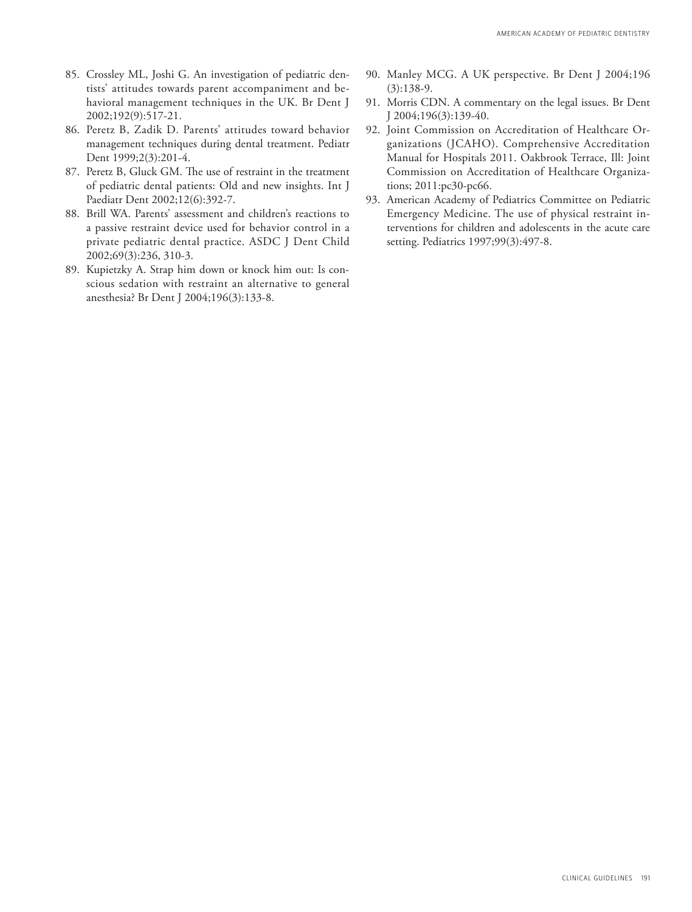85. Crossley ML, Joshi G. An investigation of pediatric dentists' attitudes towards parent accompaniment and behavioral management techniques in the UK. Br Dent J 2002;192(9):517-21.
86. Peretz B, Zadik D. Parents' attitudes toward behavior management techniques during dental treatment. Pediatr Dent 1999;2(3):201-4.
87. Peretz B, Gluck GM. The use of restraint in the treatment of pediatric dental patients: Old and new insights. Int J Paediatr Dent 2002;12(6):392-7.
88. Brill WA. Parents' assessment and children's reactions to a passive restraint device used for behavior control in a private pediatric dental practice. ASDC J Dent Child 2002;69(3):236, 310-3.
89. Kupietzky A. Strap him down or knock him out: Is conscious sedation with restraint an alternative to general anesthesia? Br Dent J 2004;196(3):133-8.
90. Manley MCG. A UK perspective. Br Dent J 2004;196 (3):138-9.
91. Morris CDN. A commentary on the legal issues. Br Dent J 2004;196(3):139-40.
92. Joint Commission on Accreditation of Healthcare Organizations (JCAHO). Comprehensive Accreditation Manual for Hospitals 2011. Oakbrook Terrace, Ill: Joint Commission on Accreditation of Healthcare Organizations; 2011:pc30-pc66.
93. American Academy of Pediatrics Committee on Pediatric Emergency Medicine. The use of physical restraint interventions for children and adolescents in the acute care setting. Pediatrics 1997;99(3):497-8.